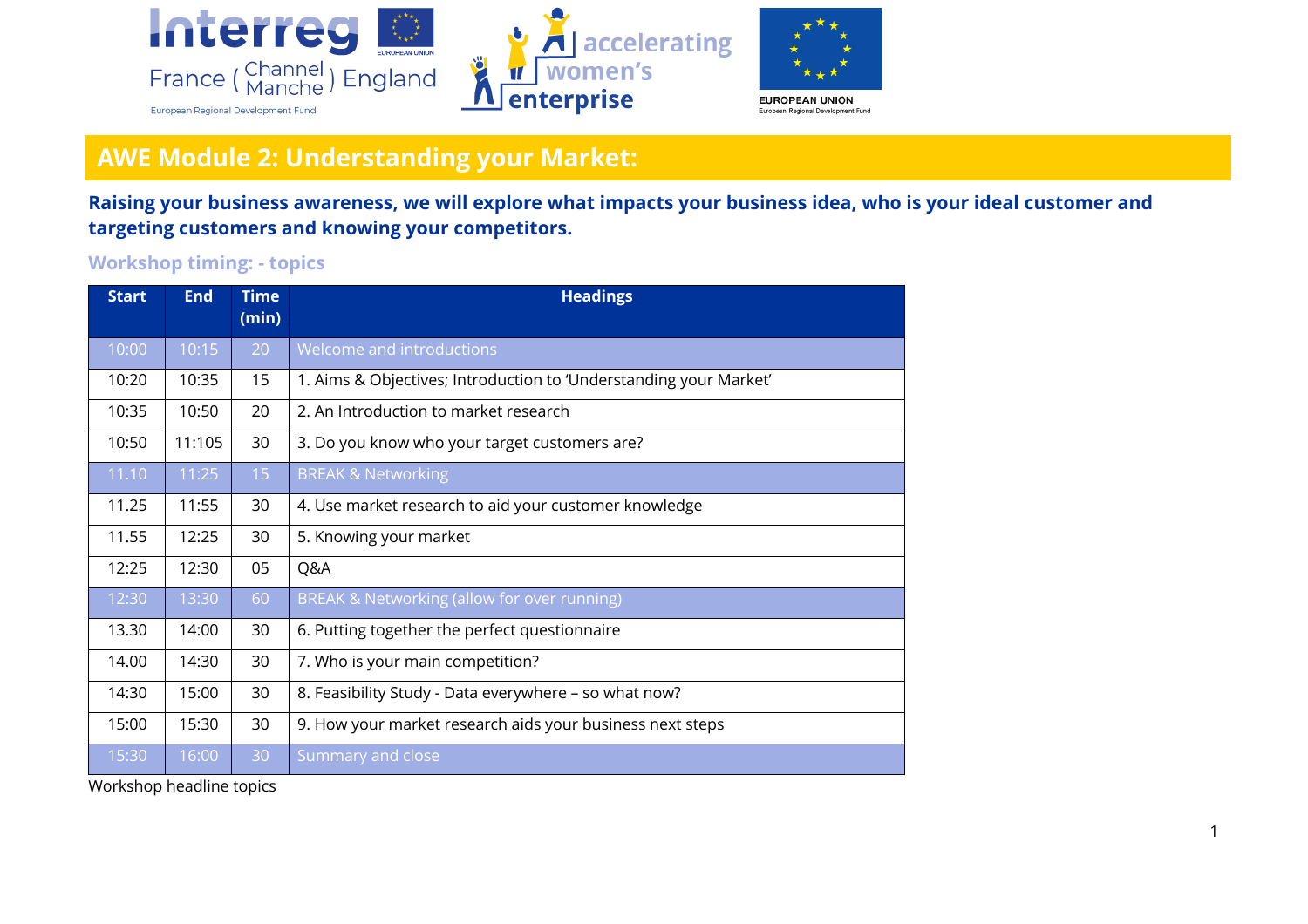# AWE Module 2: Understanding your Market:

**Raising your business awareness, we will explore what impacts your business idea, who is your ideal customer and targeting customers and knowing your competitors.**

### Workshop timing: - topics

| Start | End | Time (min) | Headings |
|---|---|---|---|
| 10:00 | 10:15 | 20 | Welcome and introductions |
| 10:20 | 10:35 | 15 | 1. Aims & Objectives; Introduction to 'Understanding your Market' |
| 10:35 | 10:50 | 20 | 2. An Introduction to market research |
| 10:50 | 11:105 | 30 | 3. Do you know who your target customers are? |
| 11.10 | 11:25 | 15 | BREAK & Networking |
| 11.25 | 11:55 | 30 | 4. Use market research to aid your customer knowledge |
| 11.55 | 12:25 | 30 | 5. Knowing your market |
| 12:25 | 12:30 | 05 | Q&A |
| 12:30 | 13:30 | 60 | BREAK & Networking (allow for over running) |
| 13.30 | 14:00 | 30 | 6. Putting together the perfect questionnaire |
| 14.00 | 14:30 | 30 | 7. Who is your main competition? |
| 14:30 | 15:00 | 30 | 8. Feasibility Study - Data everywhere – so what now? |
| 15:00 | 15:30 | 30 | 9. How your market research aids your business next steps |
| 15:30 | 16:00 | 30 | Summary and close |

Workshop headline topics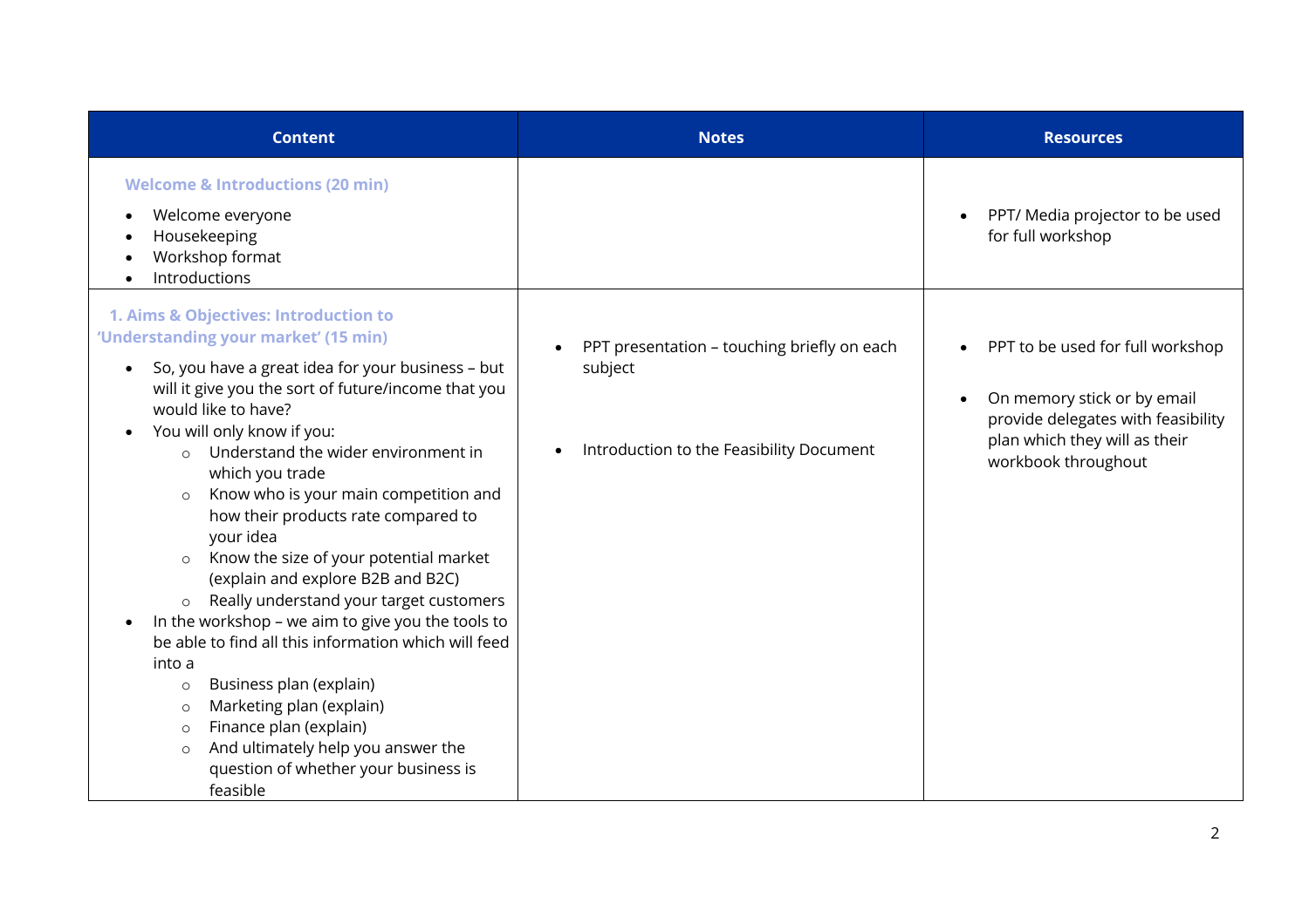| Content | Notes | Resources |
| --- | --- | --- |
| **Welcome & Introductions (20 min)**<br>• Welcome everyone<br>• Housekeeping<br>• Workshop format<br>• Introductions | | • PPT/ Media projector to be used for full workshop |
| **1. Aims & Objectives: Introduction to 'Understanding your market' (15 min)**<br>• So, you have a great idea for your business – but will it give you the sort of future/income that you would like to have?<br>• You will only know if you:<br>&nbsp;&nbsp;&nbsp;&nbsp;○ Understand the wider environment in which you trade<br>&nbsp;&nbsp;&nbsp;&nbsp;○ Know who is your main competition and how their products rate compared to your idea<br>&nbsp;&nbsp;&nbsp;&nbsp;○ Know the size of your potential market (explain and explore B2B and B2C)<br>&nbsp;&nbsp;&nbsp;&nbsp;○ Really understand your target customers<br>• In the workshop – we aim to give you the tools to be able to find all this information which will feed into a<br>&nbsp;&nbsp;&nbsp;&nbsp;○ Business plan (explain)<br>&nbsp;&nbsp;&nbsp;&nbsp;○ Marketing plan (explain)<br>&nbsp;&nbsp;&nbsp;&nbsp;○ Finance plan (explain)<br>&nbsp;&nbsp;&nbsp;&nbsp;○ And ultimately help you answer the question of whether your business is feasible | • PPT presentation – touching briefly on each subject<br><br>• Introduction to the Feasibility Document | • PPT to be used for full workshop<br><br>• On memory stick or by email provide delegates with feasibility plan which they will as their workbook throughout |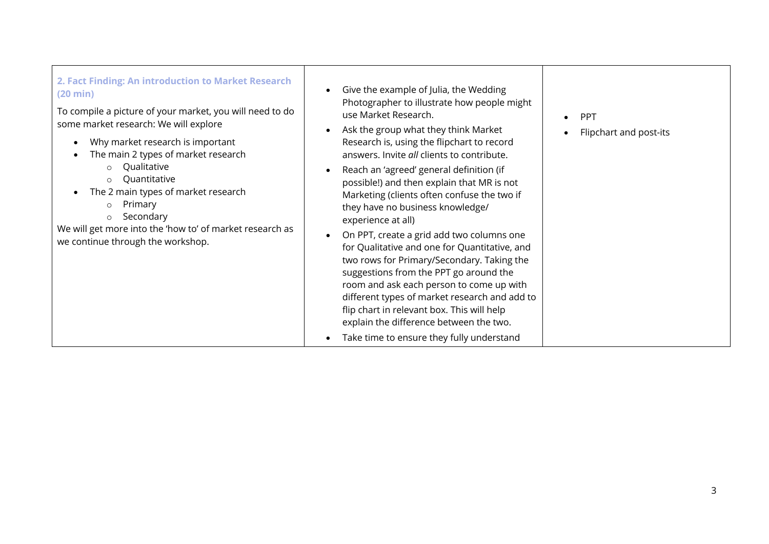| | | |
|---|---|---|
| **2. Fact Finding: An introduction to Market Research (20 min)**<br><br>To compile a picture of your market, you will need to do some market research: We will explore<br><br>• Why market research is important<br>• The main 2 types of market research<br>  ○ Qualitative<br>  ○ Quantitative<br>• The 2 main types of market research<br>  ○ Primary<br>  ○ Secondary<br><br>We will get more into the 'how to' of market research as we continue through the workshop. | • Give the example of Julia, the Wedding Photographer to illustrate how people might use Market Research.<br>• Ask the group what they think Market Research is, using the flipchart to record answers. Invite *all* clients to contribute.<br>• Reach an 'agreed' general definition (if possible!) and then explain that MR is not Marketing (clients often confuse the two if they have no business knowledge/ experience at all)<br>• On PPT, create a grid add two columns one for Qualitative and one for Quantitative, and two rows for Primary/Secondary. Taking the suggestions from the PPT go around the room and ask each person to come up with different types of market research and add to flip chart in relevant box. This will help explain the difference between the two.<br>• Take time to ensure they fully understand | • PPT<br>• Flipchart and post-its |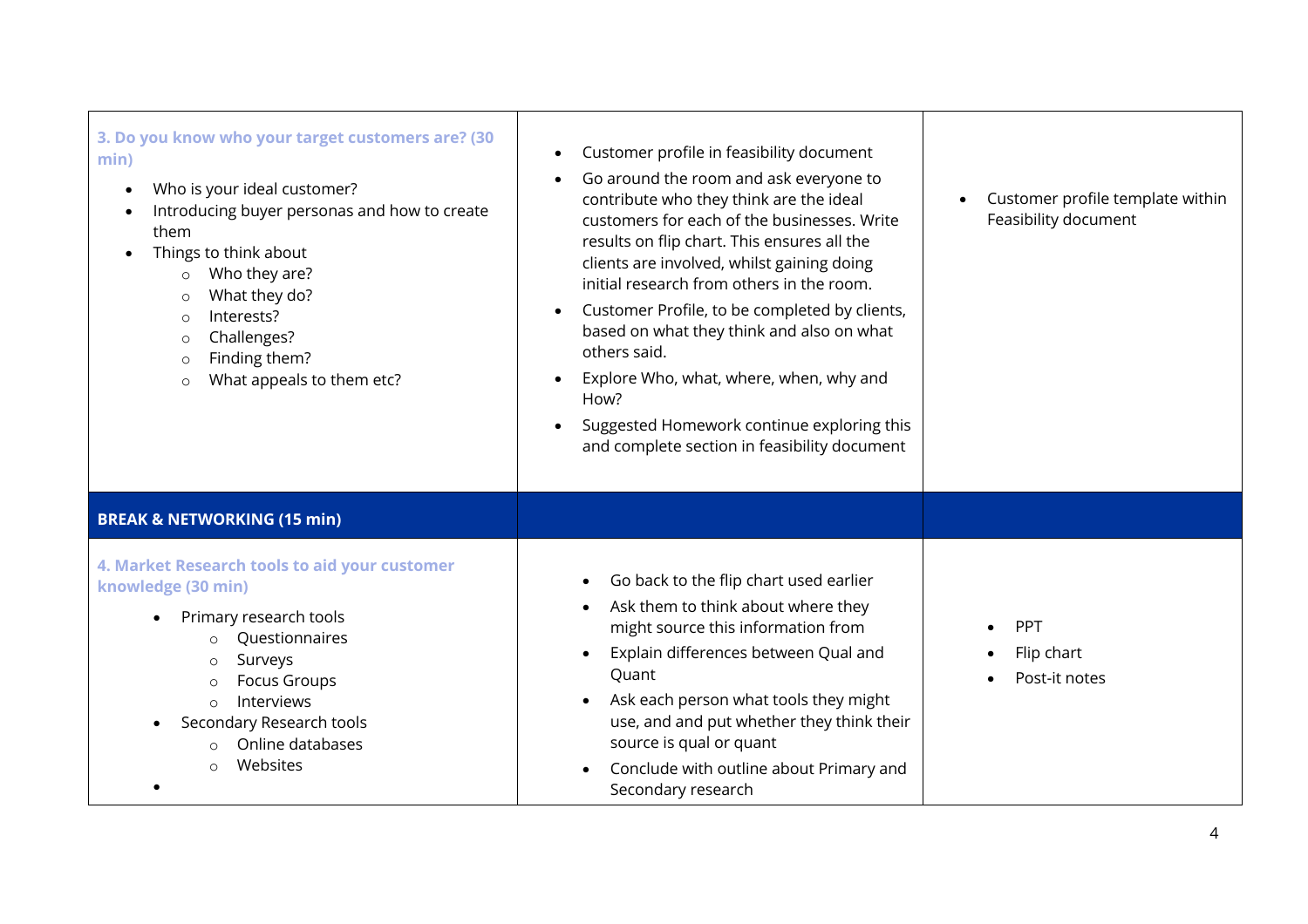| | | |
|---|---|---|
| **3. Do you know who your target customers are? (30 min)**<br><br>• Who is your ideal customer?<br>• Introducing buyer personas and how to create them<br>• Things to think about<br>&nbsp;&nbsp;&nbsp;&nbsp;○ Who they are?<br>&nbsp;&nbsp;&nbsp;&nbsp;○ What they do?<br>&nbsp;&nbsp;&nbsp;&nbsp;○ Interests?<br>&nbsp;&nbsp;&nbsp;&nbsp;○ Challenges?<br>&nbsp;&nbsp;&nbsp;&nbsp;○ Finding them?<br>&nbsp;&nbsp;&nbsp;&nbsp;○ What appeals to them etc? | • Customer profile in feasibility document<br>• Go around the room and ask everyone to contribute who they think are the ideal customers for each of the businesses. Write results on flip chart. This ensures all the clients are involved, whilst gaining doing initial research from others in the room.<br>• Customer Profile, to be completed by clients, based on what they think and also on what others said.<br>• Explore Who, what, where, when, why and How?<br>• Suggested Homework continue exploring this and complete section in feasibility document | • Customer profile template within Feasibility document |
| **BREAK & NETWORKING (15 min)** | | |
| **4. Market Research tools to aid your customer knowledge (30 min)**<br><br>• Primary research tools<br>&nbsp;&nbsp;&nbsp;&nbsp;○ Questionnaires<br>&nbsp;&nbsp;&nbsp;&nbsp;○ Surveys<br>&nbsp;&nbsp;&nbsp;&nbsp;○ Focus Groups<br>&nbsp;&nbsp;&nbsp;&nbsp;○ Interviews<br>• Secondary Research tools<br>&nbsp;&nbsp;&nbsp;&nbsp;○ Online databases<br>&nbsp;&nbsp;&nbsp;&nbsp;○ Websites<br>• | • Go back to the flip chart used earlier<br>• Ask them to think about where they might source this information from<br>• Explain differences between Qual and Quant<br>• Ask each person what tools they might use, and and put whether they think their source is qual or quant<br>• Conclude with outline about Primary and Secondary research | • PPT<br>• Flip chart<br>• Post-it notes |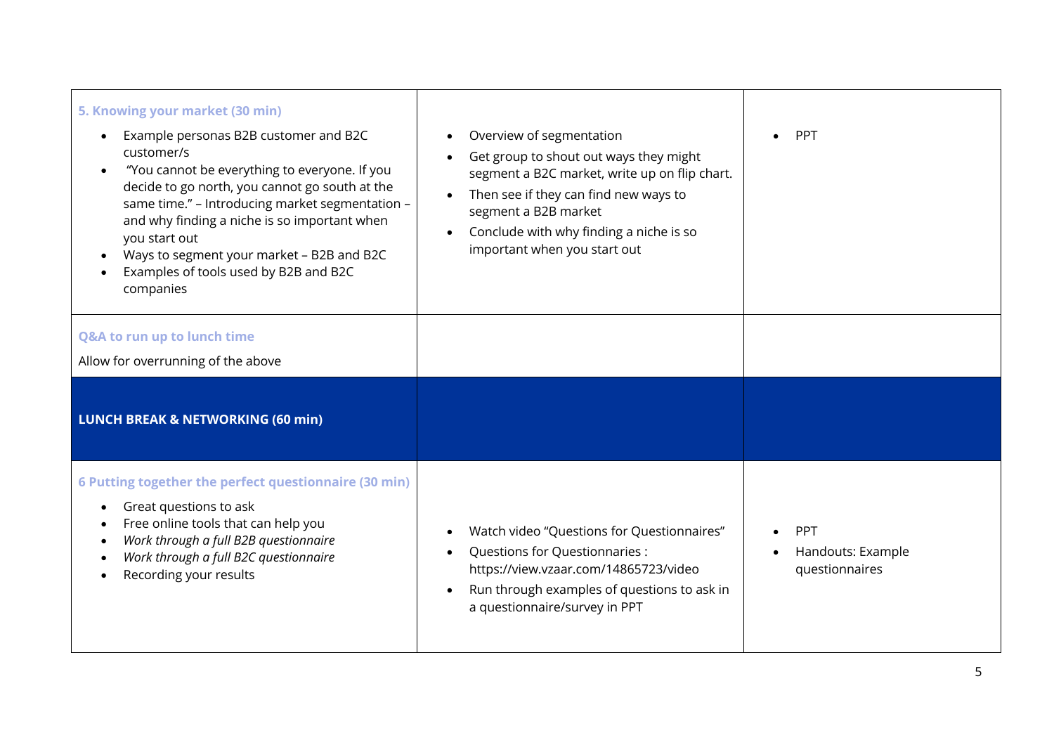| | | |
|---|---|---|
| **5. Knowing your market (30 min)**<br>• Example personas B2B customer and B2C customer/s<br>• "You cannot be everything to everyone. If you decide to go north, you cannot go south at the same time." – Introducing market segmentation – and why finding a niche is so important when you start out<br>• Ways to segment your market – B2B and B2C<br>• Examples of tools used by B2B and B2C companies | • Overview of segmentation<br>• Get group to shout out ways they might segment a B2C market, write up on flip chart.<br>• Then see if they can find new ways to segment a B2B market<br>• Conclude with why finding a niche is so important when you start out | • PPT |
| **Q&A to run up to lunch time**<br>Allow for overrunning of the above | | |
| **LUNCH BREAK & NETWORKING (60 min)** | | |
| **6 Putting together the perfect questionnaire (30 min)**<br>• Great questions to ask<br>• Free online tools that can help you<br>• *Work through a full B2B questionnaire*<br>• *Work through a full B2C questionnaire*<br>• Recording your results | • Watch video "Questions for Questionnaires"<br>• Questions for Questionnaries : https://view.vzaar.com/14865723/video<br>• Run through examples of questions to ask in a questionnaire/survey in PPT | • PPT<br>• Handouts: Example questionnaires |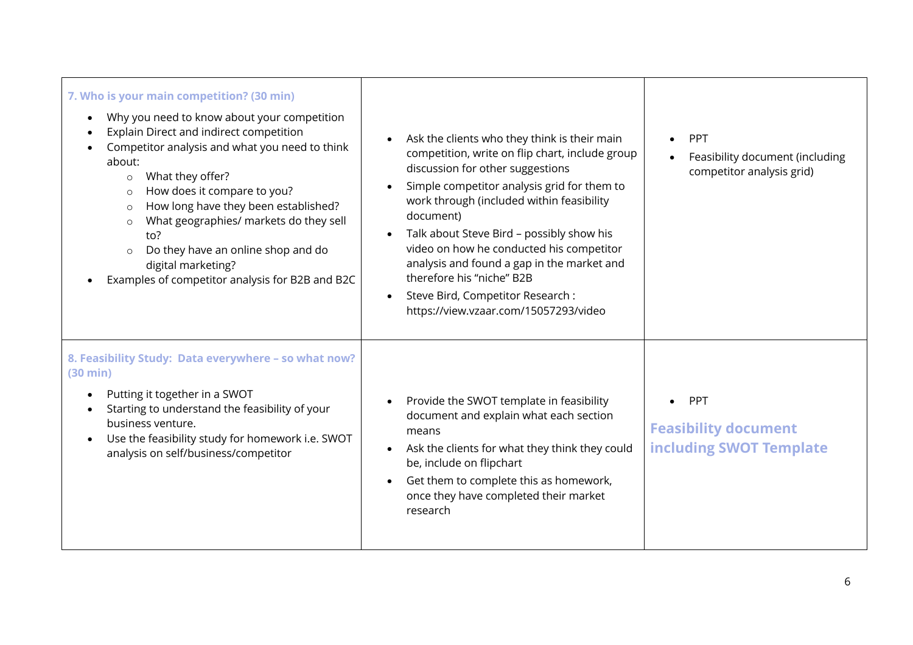| | | |
|---|---|---|
| **7. Who is your main competition? (30 min)**<br><br>• Why you need to know about your competition<br>• Explain Direct and indirect competition<br>• Competitor analysis and what you need to think about:<br>  ○ What they offer?<br>  ○ How does it compare to you?<br>  ○ How long have they been established?<br>  ○ What geographies/ markets do they sell to?<br>  ○ Do they have an online shop and do digital marketing?<br>• Examples of competitor analysis for B2B and B2C | • Ask the clients who they think is their main competition, write on flip chart, include group discussion for other suggestions<br>• Simple competitor analysis grid for them to work through (included within feasibility document)<br>• Talk about Steve Bird – possibly show his video on how he conducted his competitor analysis and found a gap in the market and therefore his "niche" B2B<br>• Steve Bird, Competitor Research : https://view.vzaar.com/15057293/video | • PPT<br>• Feasibility document (including competitor analysis grid) |
| **8. Feasibility Study: Data everywhere – so what now? (30 min)**<br><br>• Putting it together in a SWOT<br>• Starting to understand the feasibility of your business venture.<br>• Use the feasibility study for homework i.e. SWOT analysis on self/business/competitor | • Provide the SWOT template in feasibility document and explain what each section means<br>• Ask the clients for what they think they could be, include on flipchart<br>• Get them to complete this as homework, once they have completed their market research | • PPT<br><br>**Feasibility document including SWOT Template** |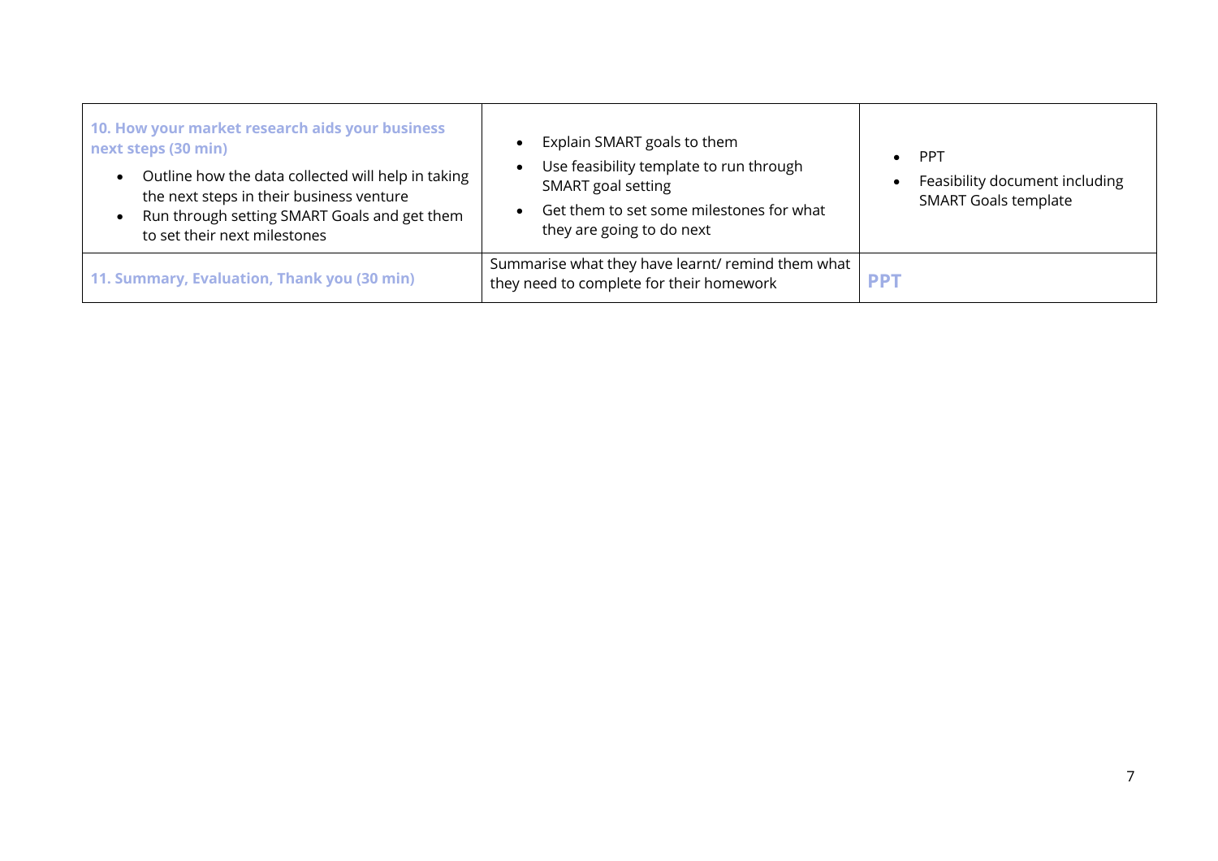| | | |
|---|---|---|
| **10. How your market research aids your business next steps (30 min)**<br>• Outline how the data collected will help in taking the next steps in their business venture<br>• Run through setting SMART Goals and get them to set their next milestones | • Explain SMART goals to them<br>• Use feasibility template to run through SMART goal setting<br>• Get them to set some milestones for what they are going to do next | • PPT<br>• Feasibility document including SMART Goals template |
| **11. Summary, Evaluation, Thank you (30 min)** | Summarise what they have learnt/ remind them what they need to complete for their homework | **PPT** |